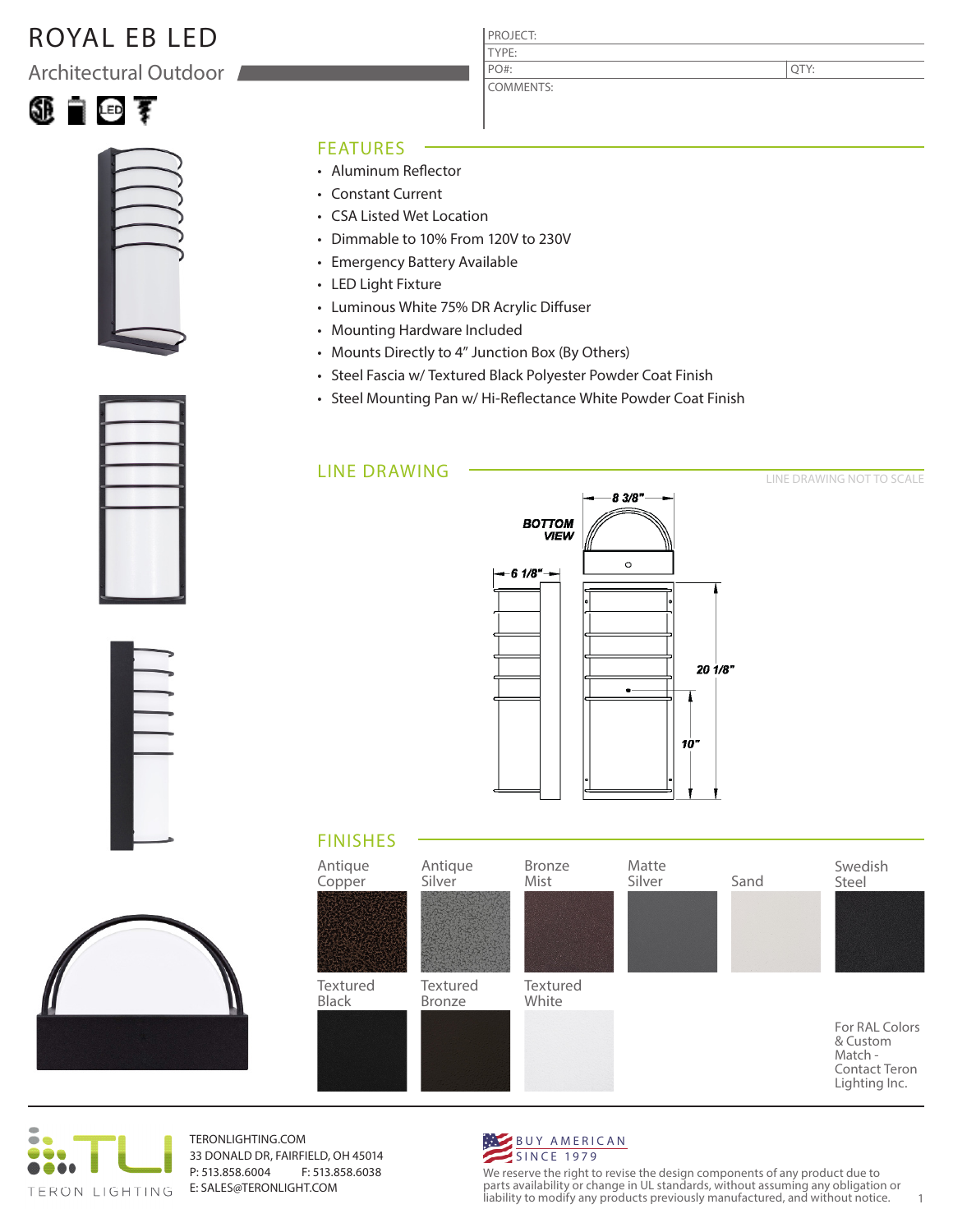# ROYAL EB LED

## Architectural Outdoor

| PROJECT: | |
|---|---|
| TYPE: | |
| PO#: | QTY: |
| COMMENTS: | |

## FEATURES

- Aluminum Reflector
- Constant Current
- CSA Listed Wet Location
- Dimmable to 10% From 120V to 230V
- Emergency Battery Available
- LED Light Fixture
- Luminous White 75% DR Acrylic Diffuser
- Mounting Hardware Included
- Mounts Directly to 4" Junction Box (By Others)
- Steel Fascia w/ Textured Black Polyester Powder Coat Finish
- Steel Mounting Pan w/ Hi-Reflectance White Powder Coat Finish

## LINE DRAWING

LINE DRAWING NOT TO SCALE

BOTTOM VIEW

8 3/8"

6 1/8"

20 1/8"

10"

## FINISHES

- Antique Copper
- Antique Silver
- Bronze Mist
- Matte Silver
- Sand
- Swedish Steel
- Textured Black
- Textured Bronze
- Textured White

For RAL Colors & Custom Match - Contact Teron Lighting Inc.

TERON LIGHTING

TERONLIGHTING.COM
33 DONALD DR, FAIRFIELD, OH 45014
P: 513.858.6004 F: 513.858.6038
E: SALES@TERONLIGHT.COM

BUY AMERICAN
SINCE 1979

We reserve the right to revise the design components of any product due to parts availability or change in UL standards, without assuming any obligation or liability to modify any products previously manufactured, and without notice.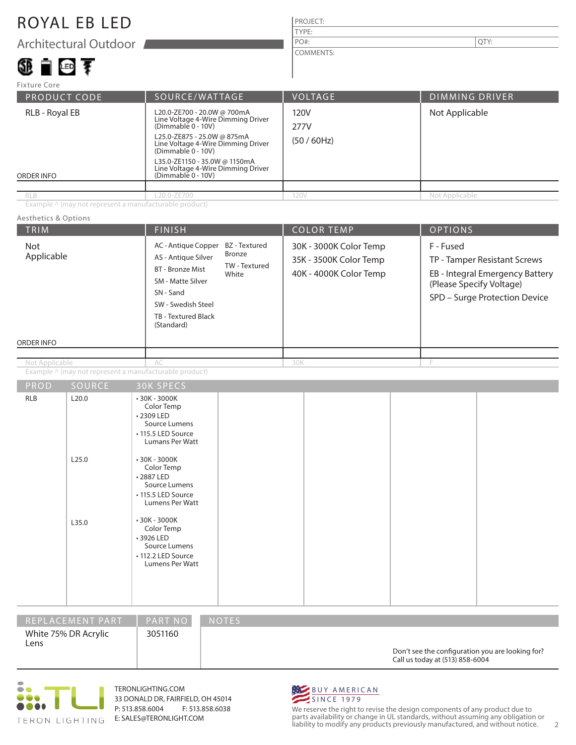# ROYAL EB LED

## Architectural Outdoor

| | |
|---|---|
| PROJECT: | |
| TYPE: | |
| PO#: | QTY: |
| COMMENTS: | |

Fixture Core

| PRODUCT CODE | SOURCE/WATTAGE | VOLTAGE | DIMMING DRIVER |
|---|---|---|---|
| RLB - Royal EB | L20.0-ZE700 - 20.0W @ 700mA Line Voltage 4-Wire Dimming Driver (Dimmable 0 - 10V)<br>L25.0-ZE875 - 25.0W @ 875mA Line Voltage 4-Wire Dimming Driver (Dimmable 0 - 10V)<br>L35.0-ZE1150 - 35.0W @ 1150mA Line Voltage 4-Wire Dimming Driver (Dimmable 0 - 10V) | 120V<br>277V<br>(50 / 60Hz) | Not Applicable |
| ORDER INFO | | | |
| RLB | L20.0-ZE700 | 120V | Not Applicable |

Example ^ (may not represent a manufacturable product)

Aesthetics & Options

| TRIM | FINISH | COLOR TEMP | OPTIONS |
|---|---|---|---|
| Not Applicable | AC - Antique Copper<br>AS - Antique Silver<br>BT - Bronze Mist<br>SM - Matte Silver<br>SN - Sand<br>SW - Swedish Steel<br>TB - Textured Black (Standard)<br>BZ - Textured Bronze<br>TW - Textured White | 30K - 3000K Color Temp<br>35K - 3500K Color Temp<br>40K - 4000K Color Temp | F - Fused<br>TP - Tamper Resistant Screws<br>EB - Integral Emergency Battery (Please Specify Voltage)<br>SPD – Surge Protection Device |
| ORDER INFO | | | |
| Not Applicable | AC | 30K | F |

Example ^ (may not represent a manufacturable product)

| PROD | SOURCE | 30K SPECS |
|---|---|---|
| RLB | L20.0 | • 30K - 3000K Color Temp<br>• 2309 LED Source Lumens<br>• 115.5 LED Source Lumans Per Watt |
| | L25.0 | • 30K - 3000K Color Temp<br>• 2887 LED Source Lumens<br>• 115.5 LED Source Lumens Per Watt |
| | L35.0 | • 30K - 3000K Color Temp<br>• 3926 LED Source Lumens<br>• 112.2 LED Source Lumens Per Watt |

| REPLACEMENT PART | PART NO | NOTES |
|---|---|---|
| White 75% DR Acrylic Lens | 3051160 | |

Don't see the configuration you are looking for? Call us today at (513) 858-6004

TERON LIGHTING

TERONLIGHTING.COM
33 DONALD DR, FAIRFIELD, OH 45014
P: 513.858.6004 F: 513.858.6038
E: SALES@TERONLIGHT.COM

BUY AMERICAN SINCE 1979

We reserve the right to revise the design components of any product due to parts availability or change in UL standards, without assuming any obligation or liability to modify any products previously manufactured, and without notice.